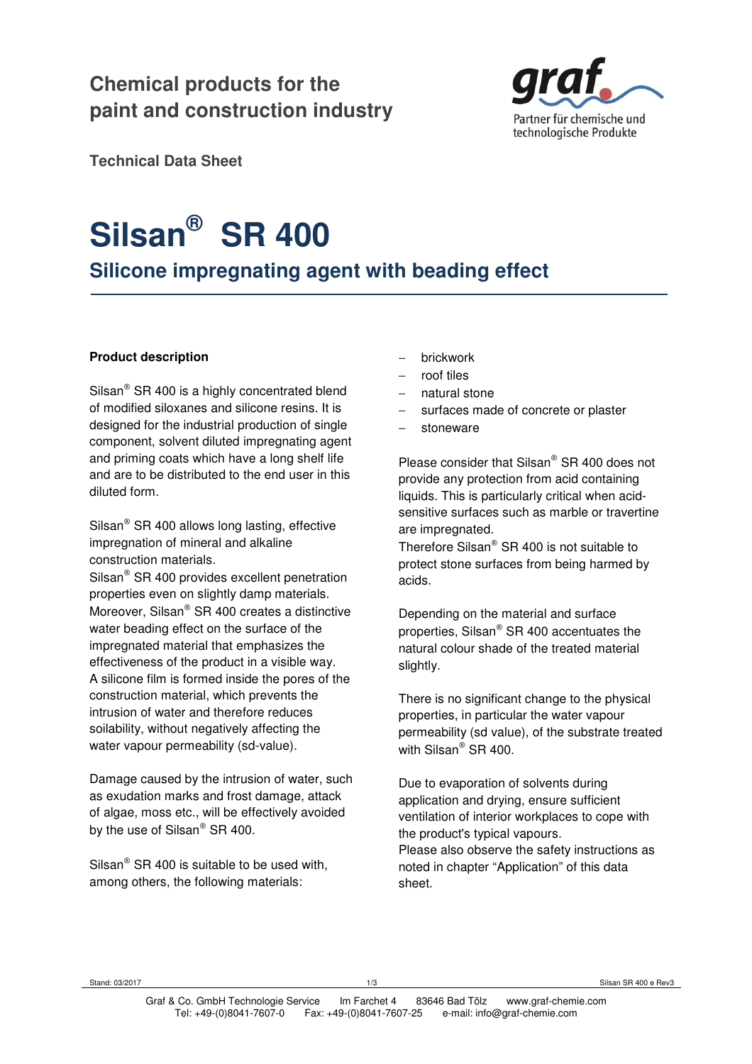Chemical products for the paint and construction industry

Technical Data Sheet

# Silsan® SR 400

## Silicone impregnating agent with beading effect

**Product description**

Silsan® SR 400 is a highly concentrated blend of modified siloxanes and silicone resins. It is designed for the industrial production of single component, solvent diluted impregnating agent and priming coats which have a long shelf life and are to be distributed to the end user in this diluted form.

Silsan® SR 400 allows long lasting, effective impregnation of mineral and alkaline construction materials.
Silsan® SR 400 provides excellent penetration properties even on slightly damp materials. Moreover, Silsan® SR 400 creates a distinctive water beading effect on the surface of the impregnated material that emphasizes the effectiveness of the product in a visible way. A silicone film is formed inside the pores of the construction material, which prevents the intrusion of water and therefore reduces soilability, without negatively affecting the water vapour permeability (sd-value).

Damage caused by the intrusion of water, such as exudation marks and frost damage, attack of algae, moss etc., will be effectively avoided by the use of Silsan® SR 400.

Silsan® SR 400 is suitable to be used with, among others, the following materials:

- brickwork
- roof tiles
- natural stone
- surfaces made of concrete or plaster
- stoneware

Please consider that Silsan® SR 400 does not provide any protection from acid containing liquids. This is particularly critical when acid-sensitive surfaces such as marble or travertine are impregnated.
Therefore Silsan® SR 400 is not suitable to protect stone surfaces from being harmed by acids.

Depending on the material and surface properties, Silsan® SR 400 accentuates the natural colour shade of the treated material slightly.

There is no significant change to the physical properties, in particular the water vapour permeability (sd value), of the substrate treated with Silsan® SR 400.

Due to evaporation of solvents during application and drying, ensure sufficient ventilation of interior workplaces to cope with the product's typical vapours.
Please also observe the safety instructions as noted in chapter “Application” of this data sheet.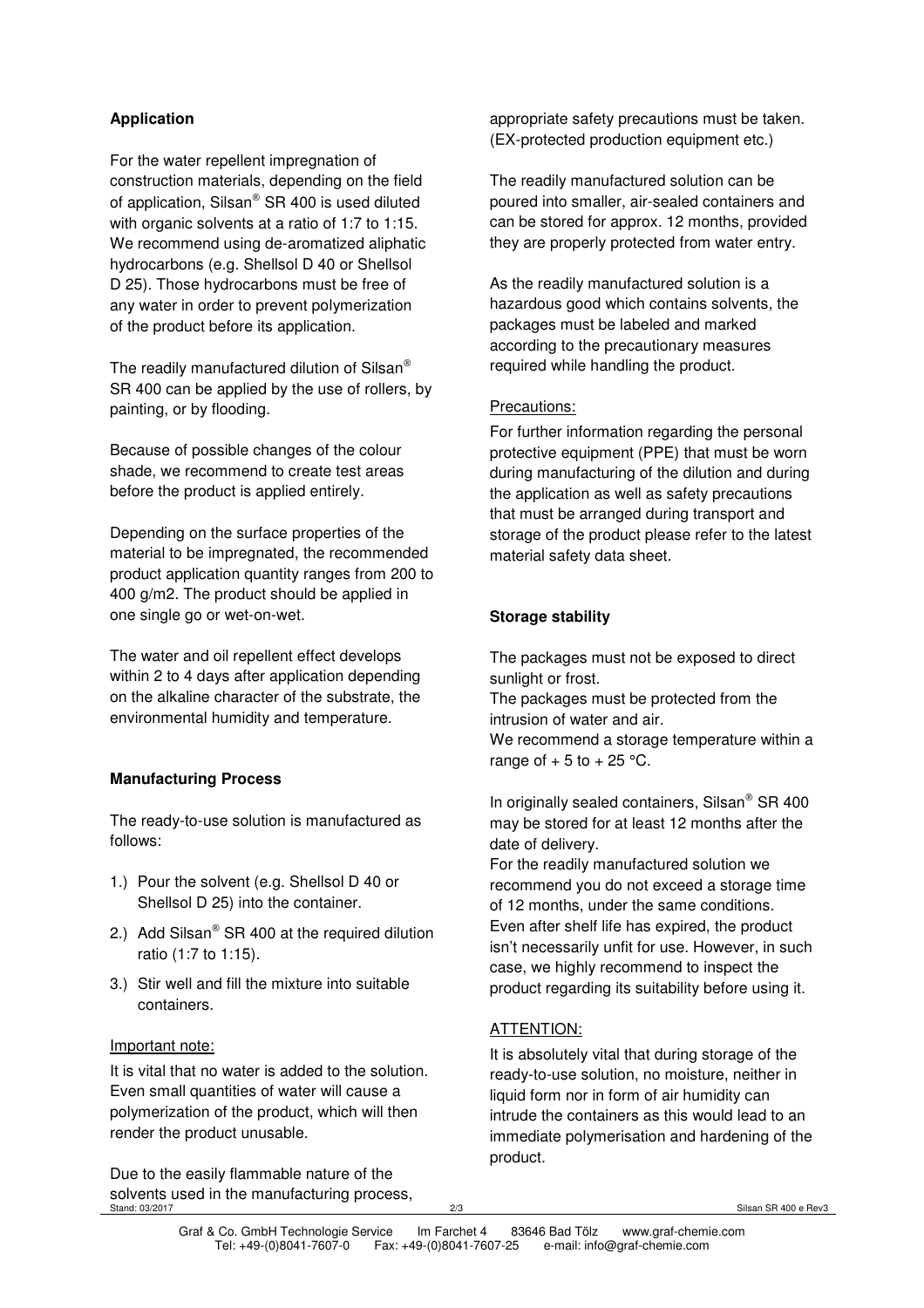**Application**

For the water repellent impregnation of construction materials, depending on the field of application, Silsan® SR 400 is used diluted with organic solvents at a ratio of 1:7 to 1:15. We recommend using de-aromatized aliphatic hydrocarbons (e.g. Shellsol D 40 or Shellsol D 25). Those hydrocarbons must be free of any water in order to prevent polymerization of the product before its application.

The readily manufactured dilution of Silsan® SR 400 can be applied by the use of rollers, by painting, or by flooding.

Because of possible changes of the colour shade, we recommend to create test areas before the product is applied entirely.

Depending on the surface properties of the material to be impregnated, the recommended product application quantity ranges from 200 to 400 g/m2. The product should be applied in one single go or wet-on-wet.

The water and oil repellent effect develops within 2 to 4 days after application depending on the alkaline character of the substrate, the environmental humidity and temperature.

**Manufacturing Process**

The ready-to-use solution is manufactured as follows:

1.) Pour the solvent (e.g. Shellsol D 40 or Shellsol D 25) into the container.
2.) Add Silsan® SR 400 at the required dilution ratio (1:7 to 1:15).
3.) Stir well and fill the mixture into suitable containers.

Important note:

It is vital that no water is added to the solution. Even small quantities of water will cause a polymerization of the product, which will then render the product unusable.

Due to the easily flammable nature of the solvents used in the manufacturing process, appropriate safety precautions must be taken. (EX-protected production equipment etc.)

The readily manufactured solution can be poured into smaller, air-sealed containers and can be stored for approx. 12 months, provided they are properly protected from water entry.

As the readily manufactured solution is a hazardous good which contains solvents, the packages must be labeled and marked according to the precautionary measures required while handling the product.

Precautions:

For further information regarding the personal protective equipment (PPE) that must be worn during manufacturing of the dilution and during the application as well as safety precautions that must be arranged during transport and storage of the product please refer to the latest material safety data sheet.

**Storage stability**

The packages must not be exposed to direct sunlight or frost.
The packages must be protected from the intrusion of water and air.
We recommend a storage temperature within a range of + 5 to + 25 °C.

In originally sealed containers, Silsan® SR 400 may be stored for at least 12 months after the date of delivery.
For the readily manufactured solution we recommend you do not exceed a storage time of 12 months, under the same conditions.
Even after shelf life has expired, the product isn't necessarily unfit for use. However, in such case, we highly recommend to inspect the product regarding its suitability before using it.

ATTENTION:

It is absolutely vital that during storage of the ready-to-use solution, no moisture, neither in liquid form nor in form of air humidity can intrude the containers as this would lead to an immediate polymerisation and hardening of the product.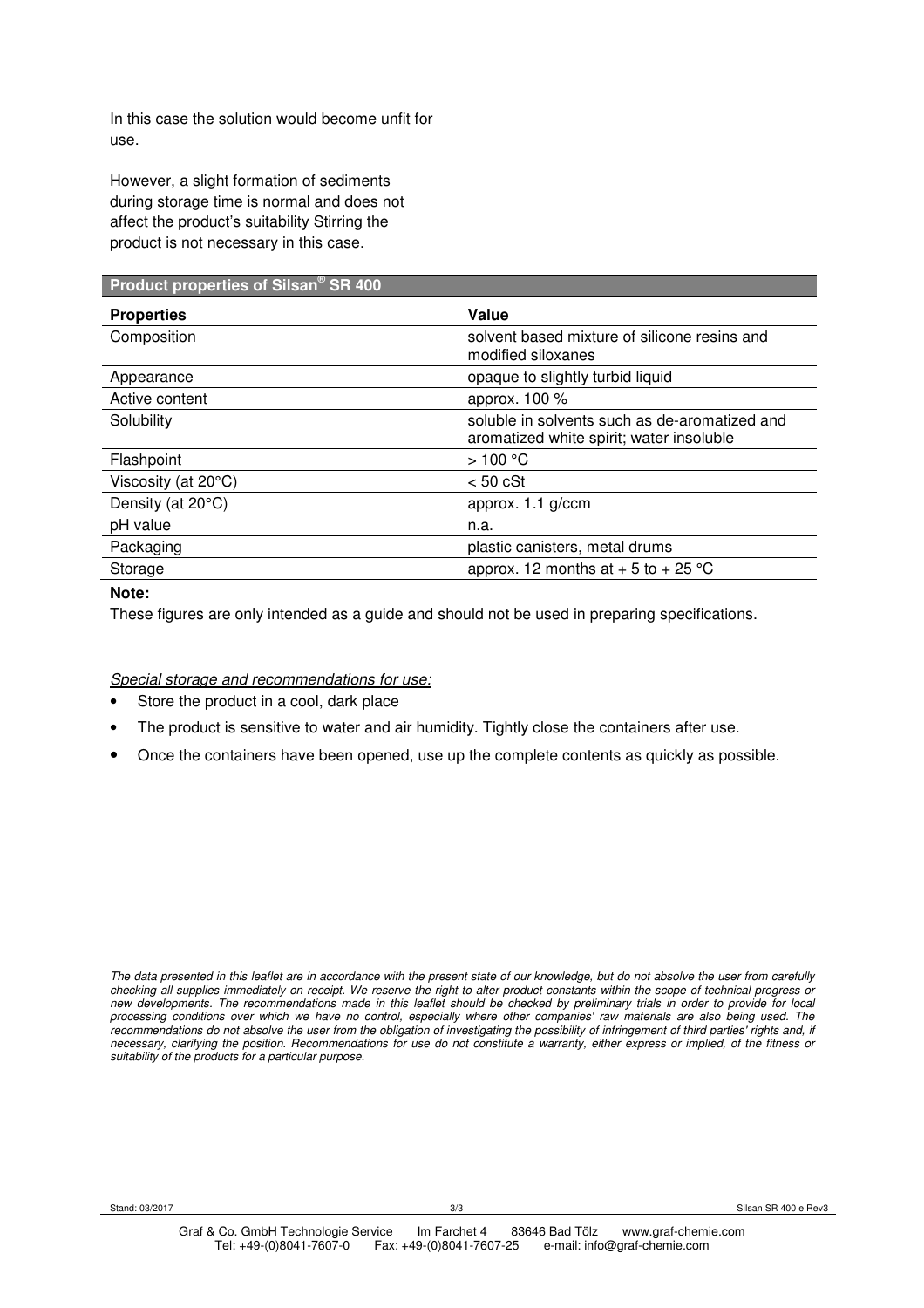In this case the solution would become unfit for use.

However, a slight formation of sediments during storage time is normal and does not affect the product's suitability Stirring the product is not necessary in this case.

## Product properties of Silsan® SR 400

| Properties | Value |
|---|---|
| Composition | solvent based mixture of silicone resins and modified siloxanes |
| Appearance | opaque to slightly turbid liquid |
| Active content | approx. 100 % |
| Solubility | soluble in solvents such as de-aromatized and aromatized white spirit; water insoluble |
| Flashpoint | > 100 °C |
| Viscosity (at 20°C) | < 50 cSt |
| Density (at 20°C) | approx. 1.1 g/ccm |
| pH value | n.a. |
| Packaging | plastic canisters, metal drums |
| Storage | approx. 12 months at + 5 to + 25 °C |

**Note:**

These figures are only intended as a guide and should not be used in preparing specifications.

*Special storage and recommendations for use:*

- Store the product in a cool, dark place
- The product is sensitive to water and air humidity. Tightly close the containers after use.
- Once the containers have been opened, use up the complete contents as quickly as possible.

*The data presented in this leaflet are in accordance with the present state of our knowledge, but do not absolve the user from carefully checking all supplies immediately on receipt. We reserve the right to alter product constants within the scope of technical progress or new developments. The recommendations made in this leaflet should be checked by preliminary trials in order to provide for local processing conditions over which we have no control, especially where other companies' raw materials are also being used. The recommendations do not absolve the user from the obligation of investigating the possibility of infringement of third parties' rights and, if necessary, clarifying the position. Recommendations for use do not constitute a warranty, either express or implied, of the fitness or suitability of the products for a particular purpose.*

Stand: 03/2017

Silsan SR 400 e Rev3

Graf & Co. GmbH Technologie Service Im Farchet 4 83646 Bad Tölz www.graf-chemie.com
Tel: +49-(0)8041-7607-0 Fax: +49-(0)8041-7607-25 e-mail: info@graf-chemie.com